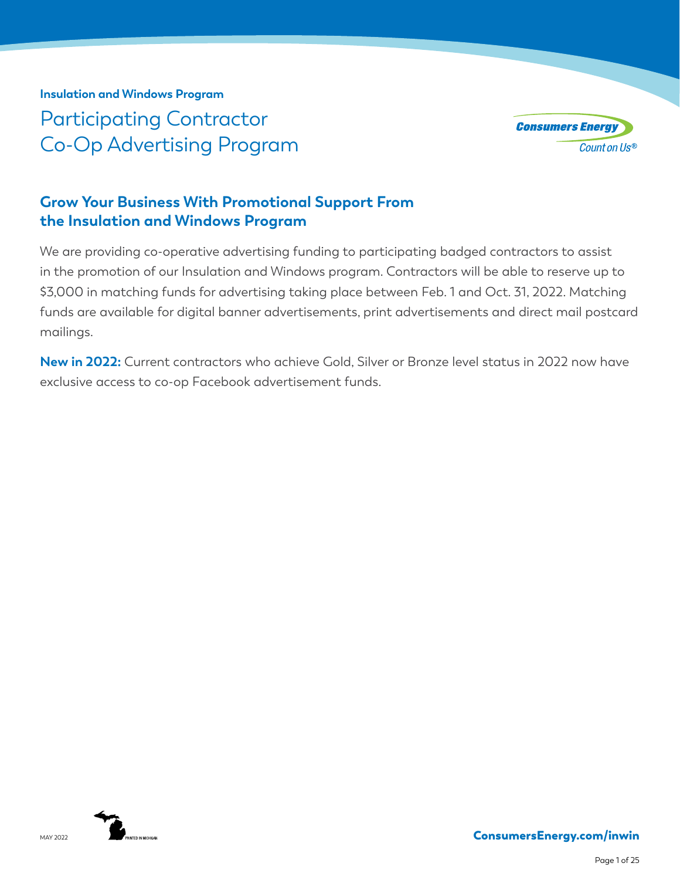**Insulation and Windows Program**

# Participating Contractor Co-Op Advertising Program

Consumers Energy
Count on Us®

## Grow Your Business With Promotional Support From the Insulation and Windows Program

We are providing co-operative advertising funding to participating badged contractors to assist in the promotion of our Insulation and Windows program. Contractors will be able to reserve up to $3,000 in matching funds for advertising taking place between Feb. 1 and Oct. 31, 2022. Matching funds are available for digital banner advertisements, print advertisements and direct mail postcard mailings.

**New in 2022:** Current contractors who achieve Gold, Silver or Bronze level status in 2022 now have exclusive access to co-op Facebook advertisement funds.

MAY 2022 PRINTED IN MICHIGAN

**ConsumersEnergy.com/inwin**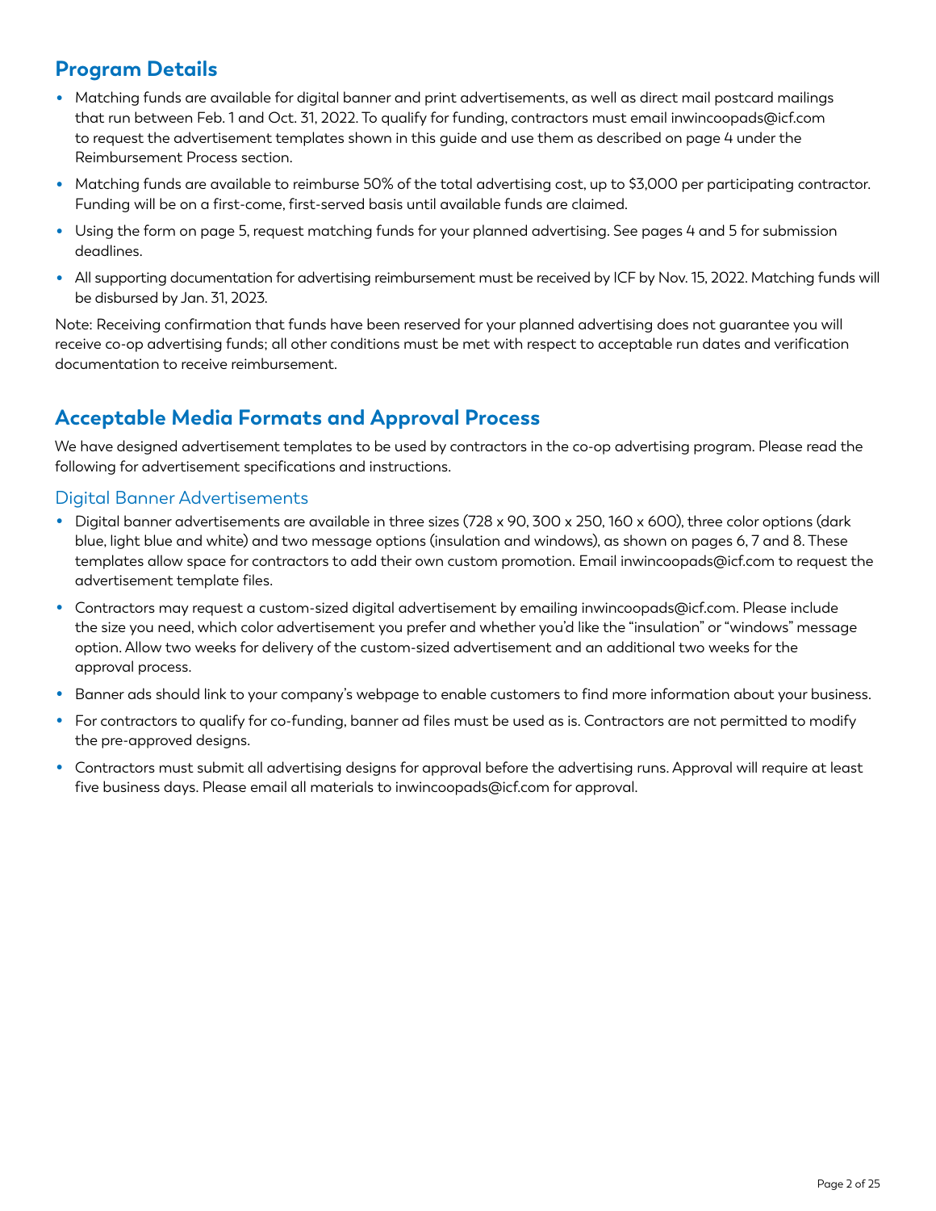## Program Details

- Matching funds are available for digital banner and print advertisements, as well as direct mail postcard mailings that run between Feb. 1 and Oct. 31, 2022. To qualify for funding, contractors must email inwincoopads@icf.com to request the advertisement templates shown in this guide and use them as described on page 4 under the Reimbursement Process section.
- Matching funds are available to reimburse 50% of the total advertising cost, up to $3,000 per participating contractor. Funding will be on a first-come, first-served basis until available funds are claimed.
- Using the form on page 5, request matching funds for your planned advertising. See pages 4 and 5 for submission deadlines.
- All supporting documentation for advertising reimbursement must be received by ICF by Nov. 15, 2022. Matching funds will be disbursed by Jan. 31, 2023.

Note: Receiving confirmation that funds have been reserved for your planned advertising does not guarantee you will receive co-op advertising funds; all other conditions must be met with respect to acceptable run dates and verification documentation to receive reimbursement.

## Acceptable Media Formats and Approval Process

We have designed advertisement templates to be used by contractors in the co-op advertising program. Please read the following for advertisement specifications and instructions.

### Digital Banner Advertisements

- Digital banner advertisements are available in three sizes (728 x 90, 300 x 250, 160 x 600), three color options (dark blue, light blue and white) and two message options (insulation and windows), as shown on pages 6, 7 and 8. These templates allow space for contractors to add their own custom promotion. Email inwincoopads@icf.com to request the advertisement template files.
- Contractors may request a custom-sized digital advertisement by emailing inwincoopads@icf.com. Please include the size you need, which color advertisement you prefer and whether you'd like the "insulation" or "windows" message option. Allow two weeks for delivery of the custom-sized advertisement and an additional two weeks for the approval process.
- Banner ads should link to your company's webpage to enable customers to find more information about your business.
- For contractors to qualify for co-funding, banner ad files must be used as is. Contractors are not permitted to modify the pre-approved designs.
- Contractors must submit all advertising designs for approval before the advertising runs. Approval will require at least five business days. Please email all materials to inwincoopads@icf.com for approval.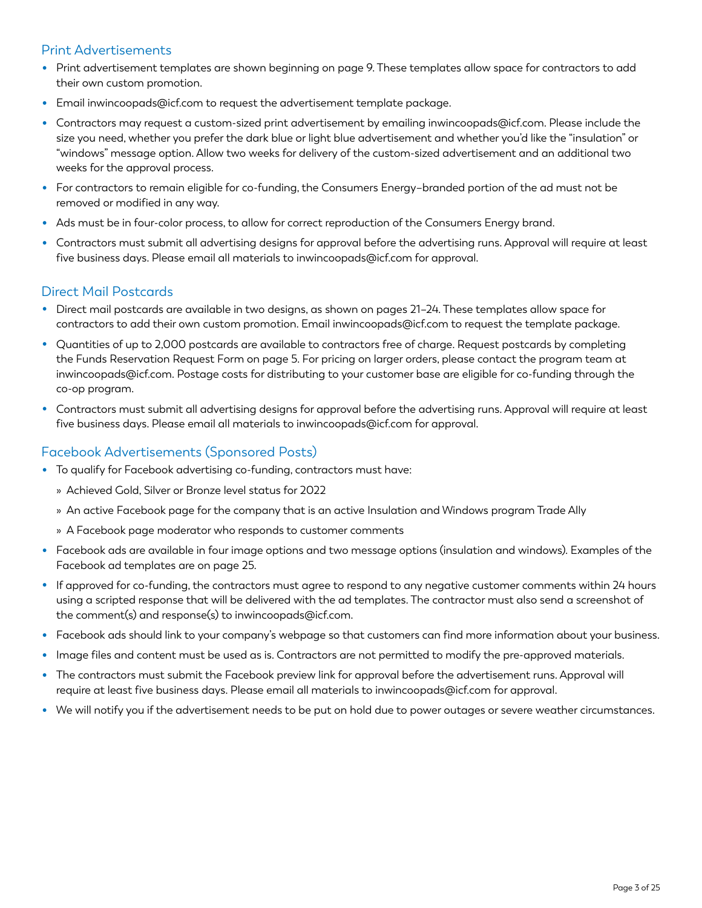## Print Advertisements

- Print advertisement templates are shown beginning on page 9. These templates allow space for contractors to add their own custom promotion.
- Email inwincoopads@icf.com to request the advertisement template package.
- Contractors may request a custom-sized print advertisement by emailing inwincoopads@icf.com. Please include the size you need, whether you prefer the dark blue or light blue advertisement and whether you'd like the "insulation" or "windows" message option. Allow two weeks for delivery of the custom-sized advertisement and an additional two weeks for the approval process.
- For contractors to remain eligible for co-funding, the Consumers Energy–branded portion of the ad must not be removed or modified in any way.
- Ads must be in four-color process, to allow for correct reproduction of the Consumers Energy brand.
- Contractors must submit all advertising designs for approval before the advertising runs. Approval will require at least five business days. Please email all materials to inwincoopads@icf.com for approval.

## Direct Mail Postcards

- Direct mail postcards are available in two designs, as shown on pages 21–24. These templates allow space for contractors to add their own custom promotion. Email inwincoopads@icf.com to request the template package.
- Quantities of up to 2,000 postcards are available to contractors free of charge. Request postcards by completing the Funds Reservation Request Form on page 5. For pricing on larger orders, please contact the program team at inwincoopads@icf.com. Postage costs for distributing to your customer base are eligible for co-funding through the co-op program.
- Contractors must submit all advertising designs for approval before the advertising runs. Approval will require at least five business days. Please email all materials to inwincoopads@icf.com for approval.

## Facebook Advertisements (Sponsored Posts)

- To qualify for Facebook advertising co-funding, contractors must have:
  - Achieved Gold, Silver or Bronze level status for 2022
  - An active Facebook page for the company that is an active Insulation and Windows program Trade Ally
  - A Facebook page moderator who responds to customer comments
- Facebook ads are available in four image options and two message options (insulation and windows). Examples of the Facebook ad templates are on page 25.
- If approved for co-funding, the contractors must agree to respond to any negative customer comments within 24 hours using a scripted response that will be delivered with the ad templates. The contractor must also send a screenshot of the comment(s) and response(s) to inwincoopads@icf.com.
- Facebook ads should link to your company's webpage so that customers can find more information about your business.
- Image files and content must be used as is. Contractors are not permitted to modify the pre-approved materials.
- The contractors must submit the Facebook preview link for approval before the advertisement runs. Approval will require at least five business days. Please email all materials to inwincoopads@icf.com for approval.
- We will notify you if the advertisement needs to be put on hold due to power outages or severe weather circumstances.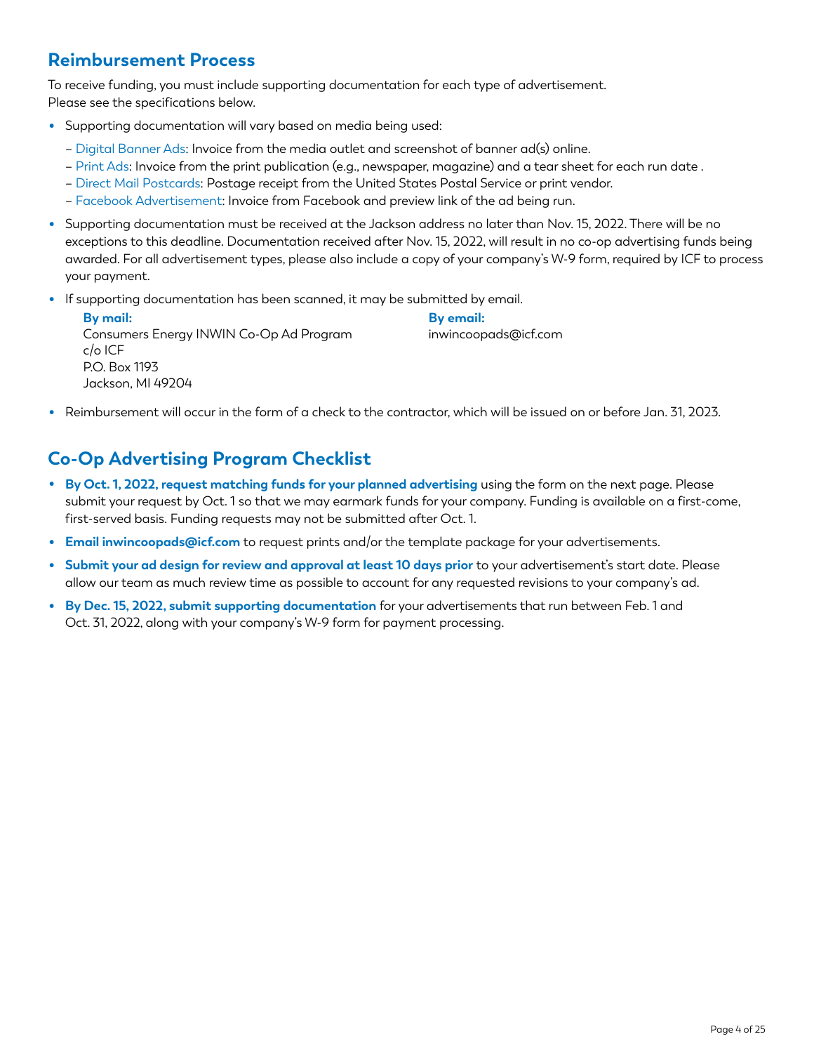## Reimbursement Process

To receive funding, you must include supporting documentation for each type of advertisement. Please see the specifications below.

- Supporting documentation will vary based on media being used:
  - Digital Banner Ads: Invoice from the media outlet and screenshot of banner ad(s) online.
  - Print Ads: Invoice from the print publication (e.g., newspaper, magazine) and a tear sheet for each run date .
  - Direct Mail Postcards: Postage receipt from the United States Postal Service or print vendor.
  - Facebook Advertisement: Invoice from Facebook and preview link of the ad being run.
- Supporting documentation must be received at the Jackson address no later than Nov. 15, 2022. There will be no exceptions to this deadline. Documentation received after Nov. 15, 2022, will result in no co-op advertising funds being awarded. For all advertisement types, please also include a copy of your company's W-9 form, required by ICF to process your payment.
- If supporting documentation has been scanned, it may be submitted by email.

  **By mail:**
  Consumers Energy INWIN Co-Op Ad Program
  c/o ICF
  P.O. Box 1193
  Jackson, MI 49204

  **By email:**
  inwincoopads@icf.com

- Reimbursement will occur in the form of a check to the contractor, which will be issued on or before Jan. 31, 2023.

## Co-Op Advertising Program Checklist

- **By Oct. 1, 2022, request matching funds for your planned advertising** using the form on the next page. Please submit your request by Oct. 1 so that we may earmark funds for your company. Funding is available on a first-come, first-served basis. Funding requests may not be submitted after Oct. 1.
- **Email inwincoopads@icf.com** to request prints and/or the template package for your advertisements.
- **Submit your ad design for review and approval at least 10 days prior** to your advertisement's start date. Please allow our team as much review time as possible to account for any requested revisions to your company's ad.
- **By Dec. 15, 2022, submit supporting documentation** for your advertisements that run between Feb. 1 and Oct. 31, 2022, along with your company's W-9 form for payment processing.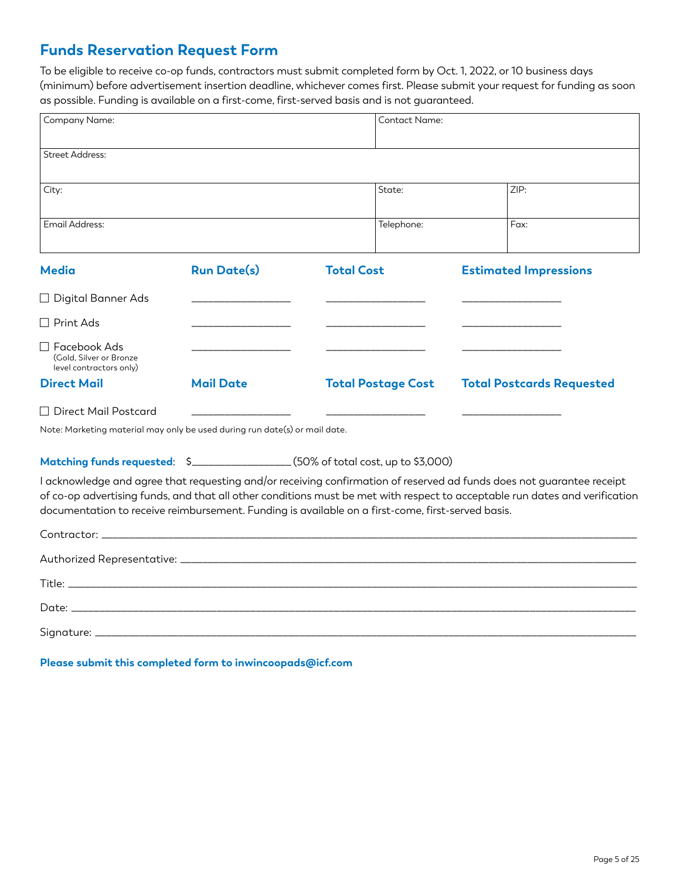## Funds Reservation Request Form

To be eligible to receive co-op funds, contractors must submit completed form by Oct. 1, 2022, or 10 business days (minimum) before advertisement insertion deadline, whichever comes first. Please submit your request for funding as soon as possible. Funding is available on a first-come, first-served basis and is not guaranteed.

| Company Name: | | Contact Name: | |
|---|---|---|---|
| Street Address: | | | |
| City: | | State: | ZIP: |
| Email Address: | | Telephone: | Fax: |

| **Media** | **Run Date(s)** | **Total Cost** | **Estimated Impressions** |
|---|---|---|---|
| ☐ Digital Banner Ads | ________________ | ________________ | ________________ |
| ☐ Print Ads | ________________ | ________________ | ________________ |
| ☐ Facebook Ads (Gold, Silver or Bronze level contractors only) | ________________ | ________________ | ________________ |
| **Direct Mail** | **Mail Date** | **Total Postage Cost** | **Total Postcards Requested** |
| ☐ Direct Mail Postcard | ________________ | ________________ | ________________ |

Note: Marketing material may only be used during run date(s) or mail date.

**Matching funds requested**: $________________ (50% of total cost, up to $3,000)

I acknowledge and agree that requesting and/or receiving confirmation of reserved ad funds does not guarantee receipt of co-op advertising funds, and that all other conditions must be met with respect to acceptable run dates and verification documentation to receive reimbursement. Funding is available on a first-come, first-served basis.

Contractor: ______________________________________________

Authorized Representative: ______________________________________________

Title: ______________________________________________

Date: ______________________________________________

Signature: ______________________________________________

**Please submit this completed form to inwincoopads@icf.com**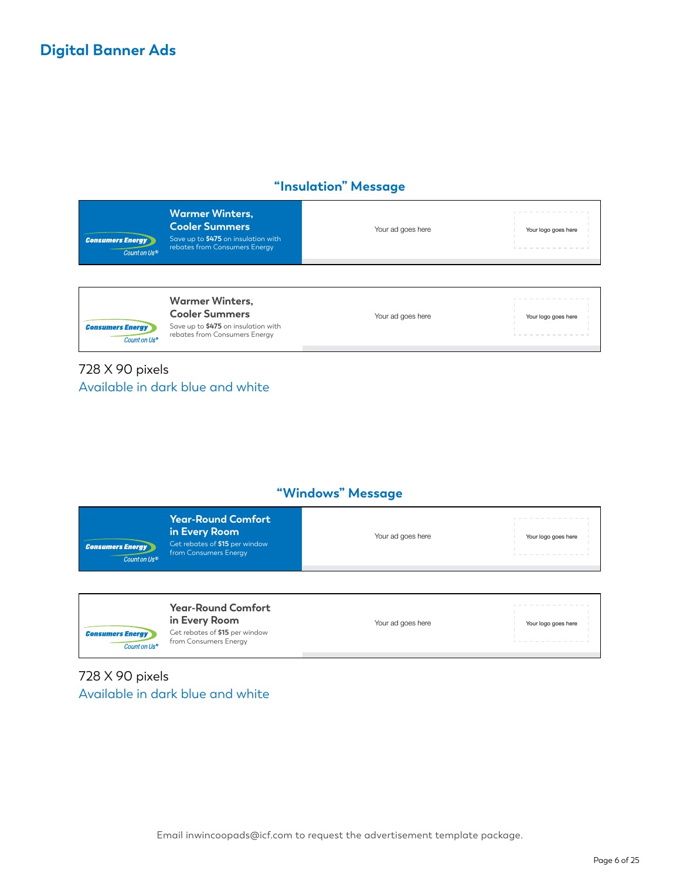# Digital Banner Ads

## "Insulation" Message

**Warmer Winters, Cooler Summers**
Save up to **$475** on insulation with rebates from Consumers Energy

Consumers Energy
Count on Us®

Your ad goes here

Your logo goes here

**Warmer Winters, Cooler Summers**
Save up to **$475** on insulation with rebates from Consumers Energy

Consumers Energy
Count on Us®

Your ad goes here

Your logo goes here

728 X 90 pixels
Available in dark blue and white

## "Windows" Message

**Year-Round Comfort in Every Room**
Get rebates of **$15** per window from Consumers Energy

Consumers Energy
Count on Us®

Your ad goes here

Your logo goes here

**Year-Round Comfort in Every Room**
Get rebates of **$15** per window from Consumers Energy

Consumers Energy
Count on Us®

Your ad goes here

Your logo goes here

728 X 90 pixels
Available in dark blue and white

Email inwincoopads@icf.com to request the advertisement template package.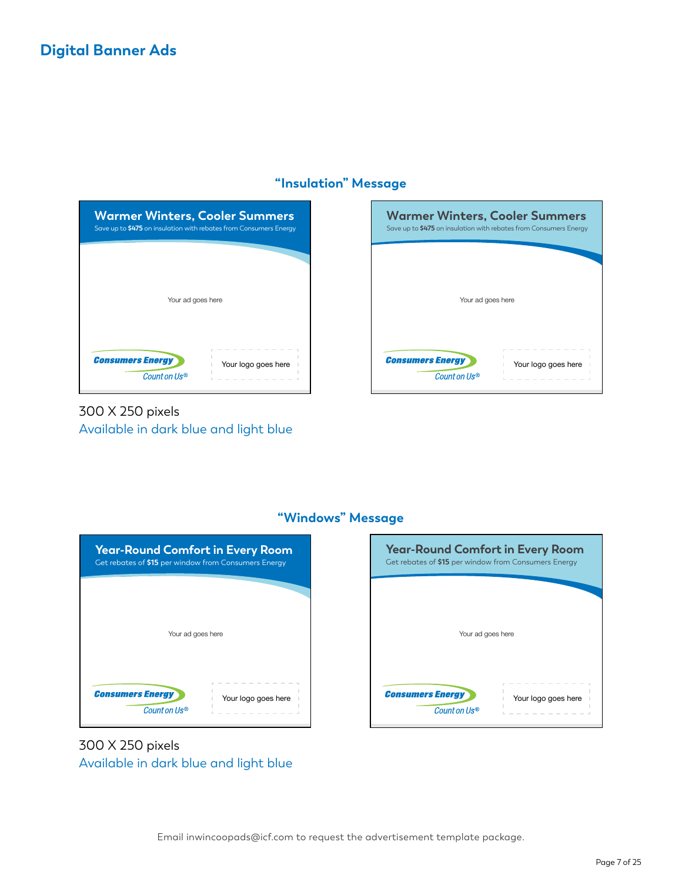## Digital Banner Ads

### "Insulation" Message

**Warmer Winters, Cooler Summers**
Save up to **$475** on insulation with rebates from Consumers Energy

Your ad goes here

Consumers Energy
Count on Us®

Your logo goes here

**Warmer Winters, Cooler Summers**
Save up to **$475** on insulation with rebates from Consumers Energy

Your ad goes here

Consumers Energy
Count on Us®

Your logo goes here

300 X 250 pixels
Available in dark blue and light blue

### "Windows" Message

**Year-Round Comfort in Every Room**
Get rebates of **$15** per window from Consumers Energy

Your ad goes here

Consumers Energy
Count on Us®

Your logo goes here

**Year-Round Comfort in Every Room**
Get rebates of **$15** per window from Consumers Energy

Your ad goes here

Consumers Energy
Count on Us®

Your logo goes here

300 X 250 pixels
Available in dark blue and light blue

Email inwincoopads@icf.com to request the advertisement template package.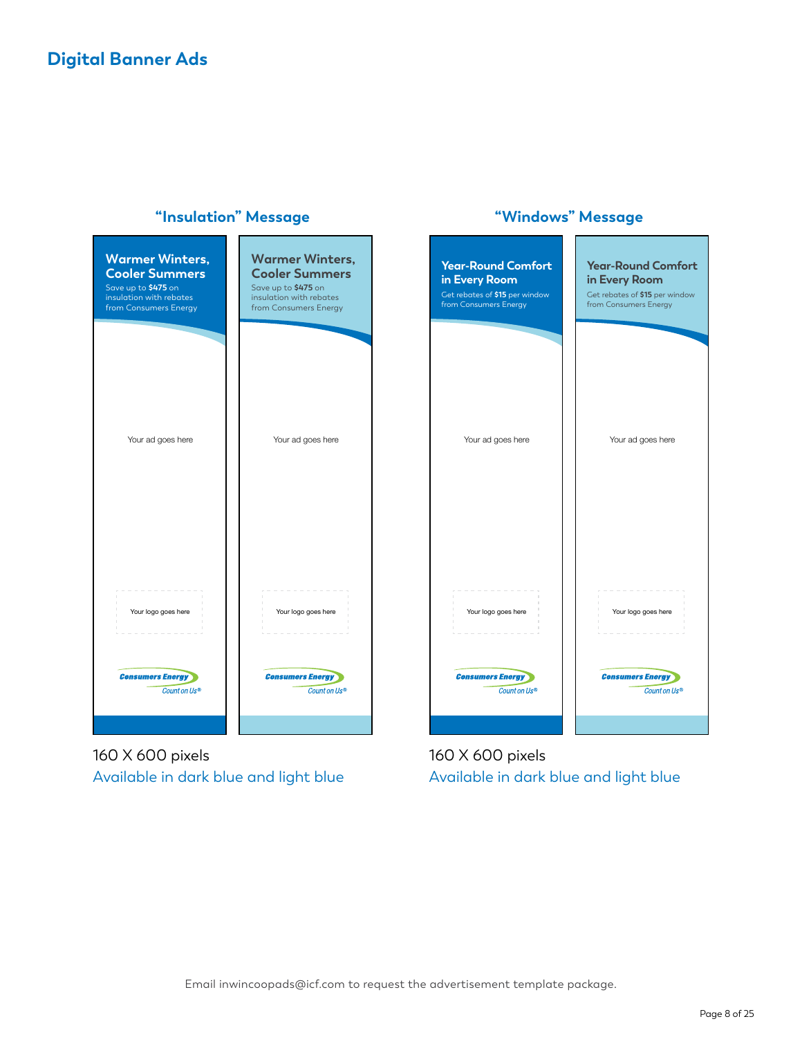## Digital Banner Ads

### "Insulation" Message

**Warmer Winters, Cooler Summers**
Save up to **$475** on insulation with rebates from Consumers Energy

Your ad goes here

Your logo goes here

Consumers Energy
Count on Us®

**Warmer Winters, Cooler Summers**
Save up to **$475** on insulation with rebates from Consumers Energy

Your ad goes here

Your logo goes here

Consumers Energy
Count on Us®

160 X 600 pixels
Available in dark blue and light blue

### "Windows" Message

**Year-Round Comfort in Every Room**
Get rebates of **$15** per window from Consumers Energy

Your ad goes here

Your logo goes here

Consumers Energy
Count on Us®

**Year-Round Comfort in Every Room**
Get rebates of **$15** per window from Consumers Energy

Your ad goes here

Your logo goes here

Consumers Energy
Count on Us®

160 X 600 pixels
Available in dark blue and light blue

Email inwincoopads@icf.com to request the advertisement template package.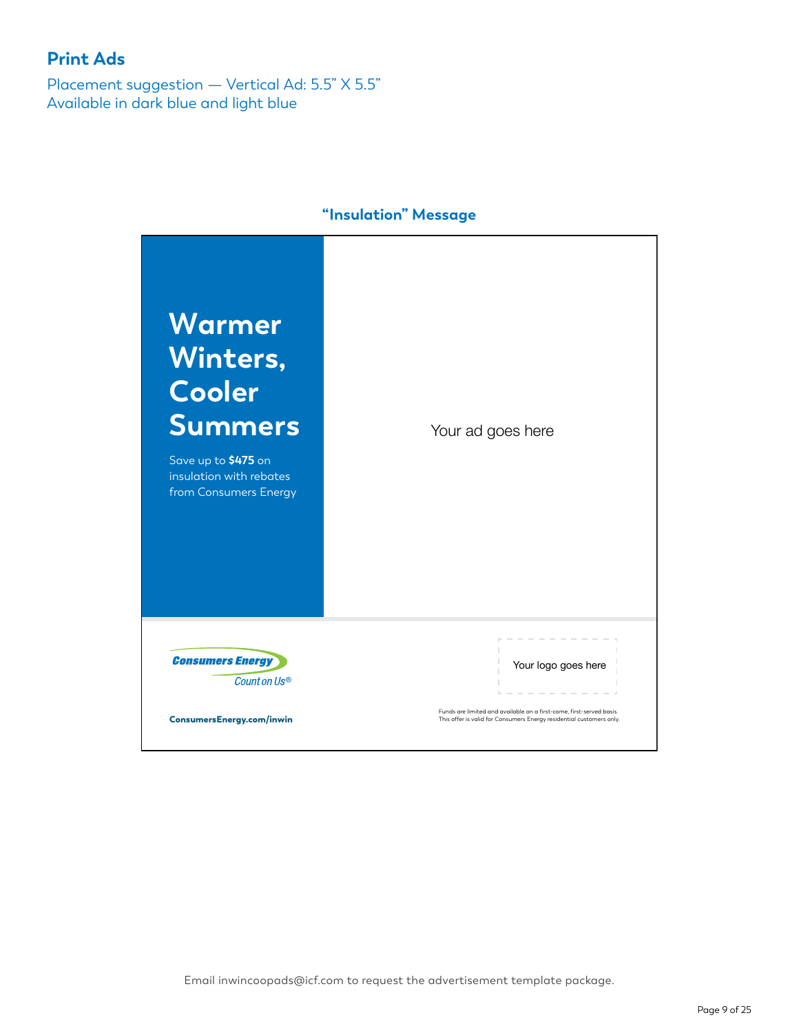## Print Ads

Placement suggestion — Vertical Ad: 5.5" X 5.5"
Available in dark blue and light blue

### "Insulation" Message

**Warmer Winters, Cooler Summers**

Save up to **$475** on insulation with rebates from Consumers Energy

Your ad goes here

Consumers Energy
Count on Us®

**ConsumersEnergy.com/inwin**

Your logo goes here

Funds are limited and available on a first-come, first-served basis.
This offer is valid for Consumers Energy residential customers only.

Email inwincoopads@icf.com to request the advertisement template package.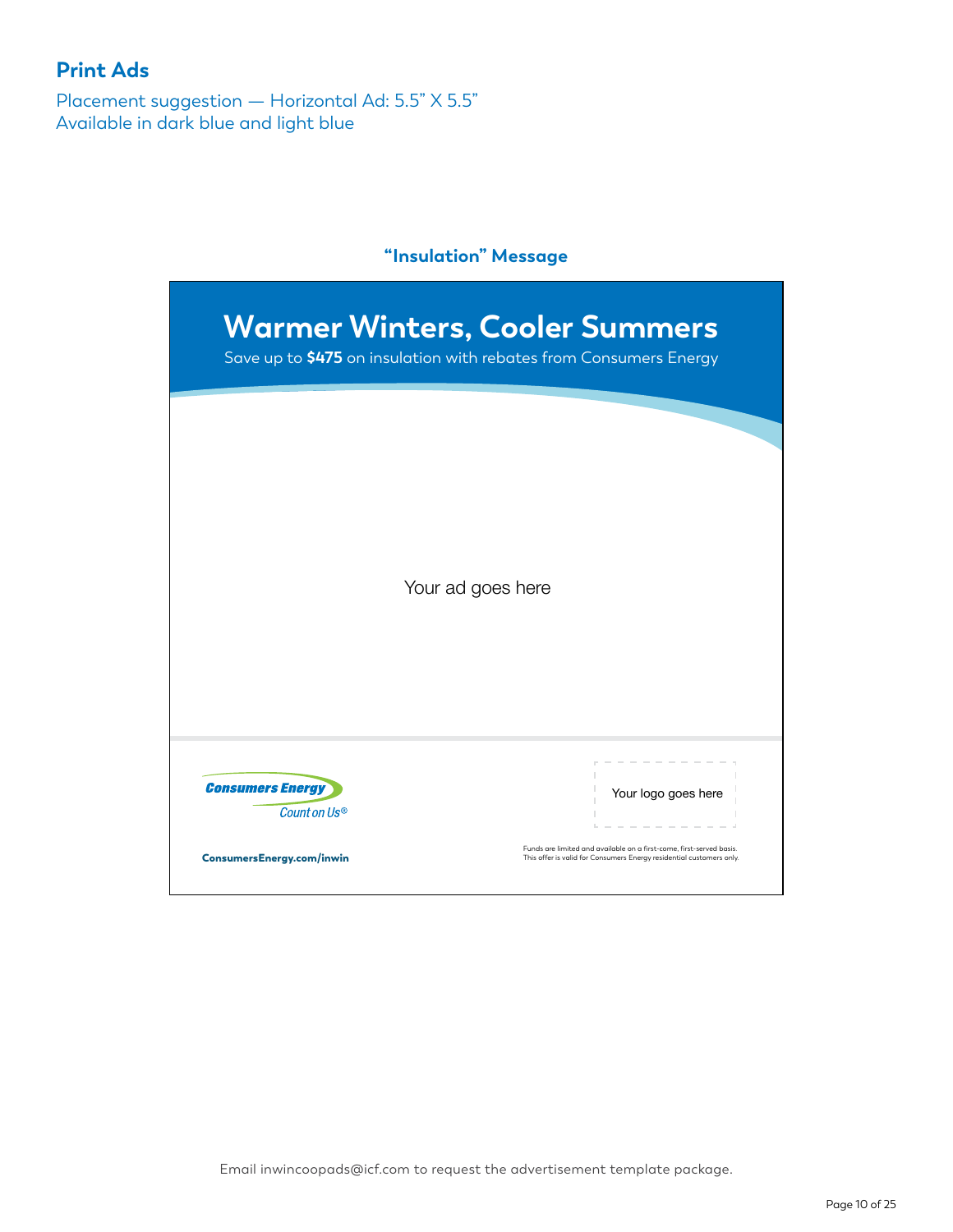## Print Ads

Placement suggestion — Horizontal Ad: 5.5" X 5.5"
Available in dark blue and light blue

### "Insulation" Message

# Warmer Winters, Cooler Summers

Save up to **$475** on insulation with rebates from Consumers Energy

Your ad goes here

Consumers Energy
Count on Us®

Your logo goes here

**ConsumersEnergy.com/inwin**

Funds are limited and available on a first-come, first-served basis.
This offer is valid for Consumers Energy residential customers only.

Email inwincoopads@icf.com to request the advertisement template package.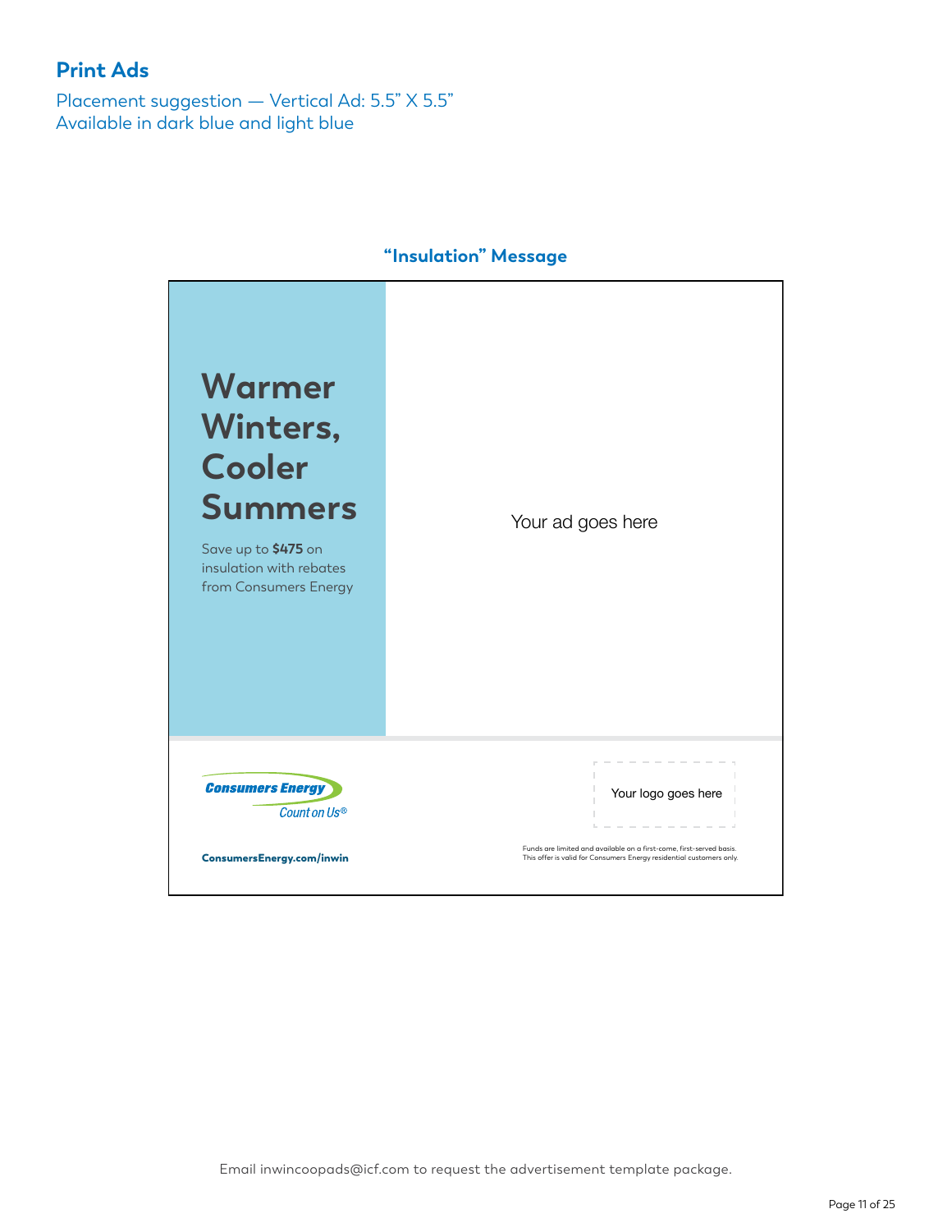## Print Ads

Placement suggestion — Vertical Ad: 5.5" X 5.5"
Available in dark blue and light blue

### "Insulation" Message

**Warmer Winters, Cooler Summers**

Save up to **$475** on insulation with rebates from Consumers Energy

Your ad goes here

Consumers Energy
Count on Us®

Your logo goes here

**ConsumersEnergy.com/inwin**

Funds are limited and available on a first-come, first-served basis.
This offer is valid for Consumers Energy residential customers only.

Email inwincoopads@icf.com to request the advertisement template package.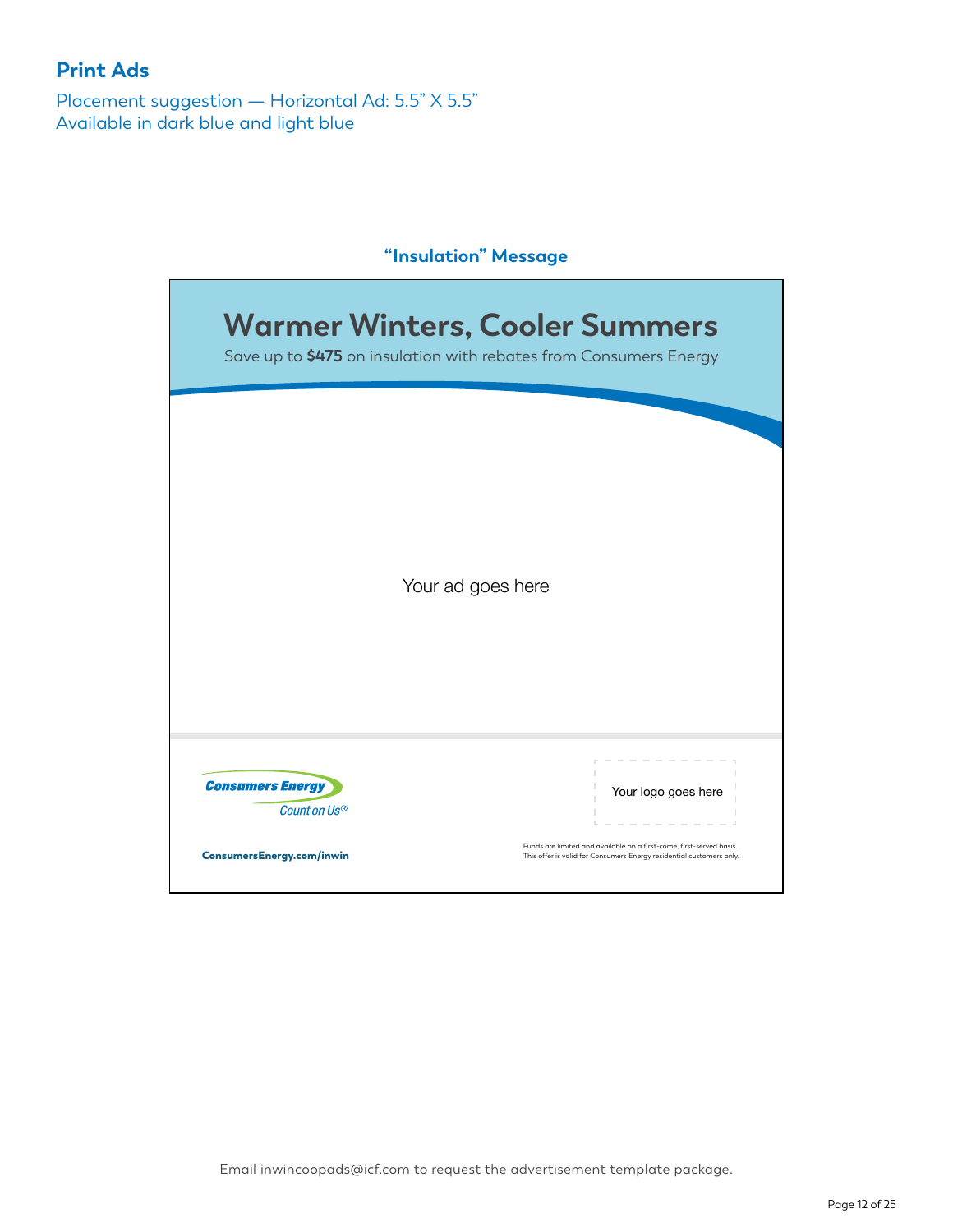## Print Ads

Placement suggestion — Horizontal Ad: 5.5" X 5.5"
Available in dark blue and light blue

### "Insulation" Message

# Warmer Winters, Cooler Summers

Save up to **$475** on insulation with rebates from Consumers Energy

Your ad goes here

Consumers Energy
Count on Us®

Your logo goes here

**ConsumersEnergy.com/inwin**

Funds are limited and available on a first-come, first-served basis.
This offer is valid for Consumers Energy residential customers only.

Email inwincoopads@icf.com to request the advertisement template package.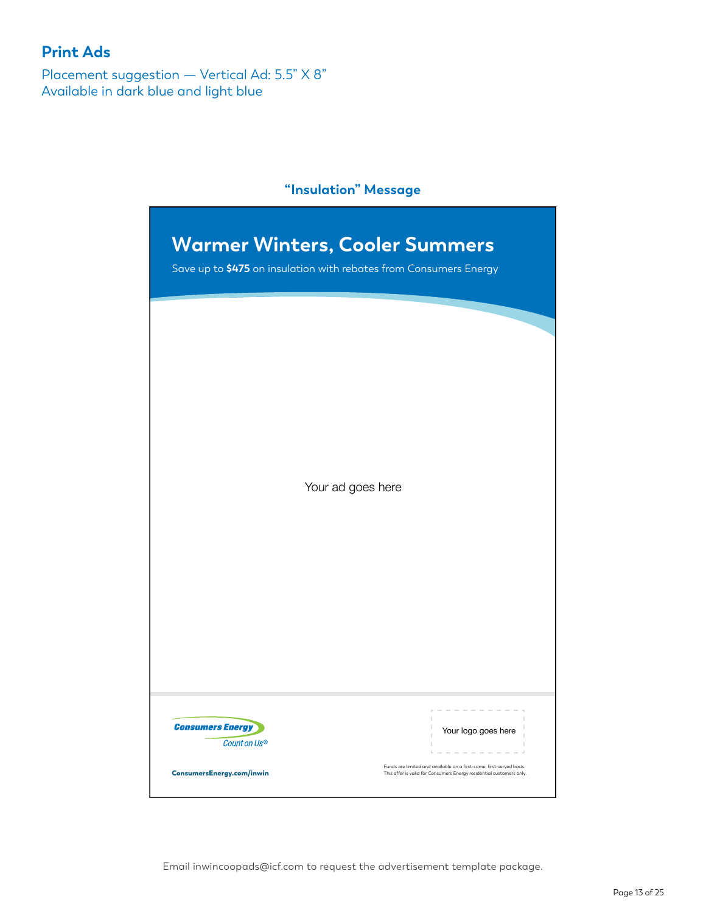## Print Ads

Placement suggestion — Vertical Ad: 5.5" X 8"
Available in dark blue and light blue

### "Insulation" Message

**Warmer Winters, Cooler Summers**

Save up to **$475** on insulation with rebates from Consumers Energy

Your ad goes here

Consumers Energy
Count on Us®

Your logo goes here

ConsumersEnergy.com/inwin

Funds are limited and available on a first-come, first-served basis.
This offer is valid for Consumers Energy residential customers only.

Email inwincoopads@icf.com to request the advertisement template package.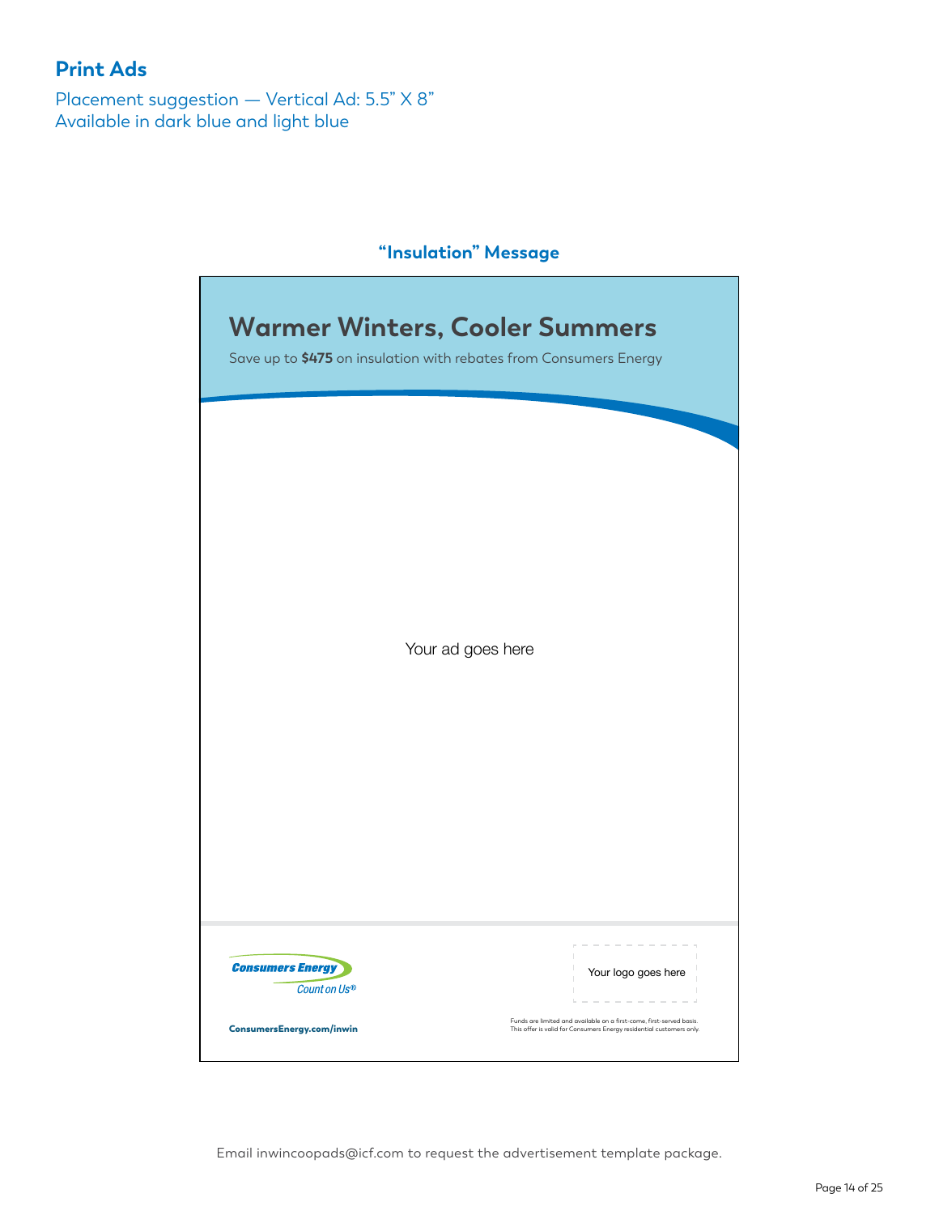## Print Ads

Placement suggestion — Vertical Ad: 5.5" X 8"
Available in dark blue and light blue

### "Insulation" Message

**Warmer Winters, Cooler Summers**

Save up to **$475** on insulation with rebates from Consumers Energy

Your ad goes here

Consumers Energy
Count on Us®

ConsumersEnergy.com/inwin

Your logo goes here

Funds are limited and available on a first-come, first-served basis.
This offer is valid for Consumers Energy residential customers only.

Email inwincoopads@icf.com to request the advertisement template package.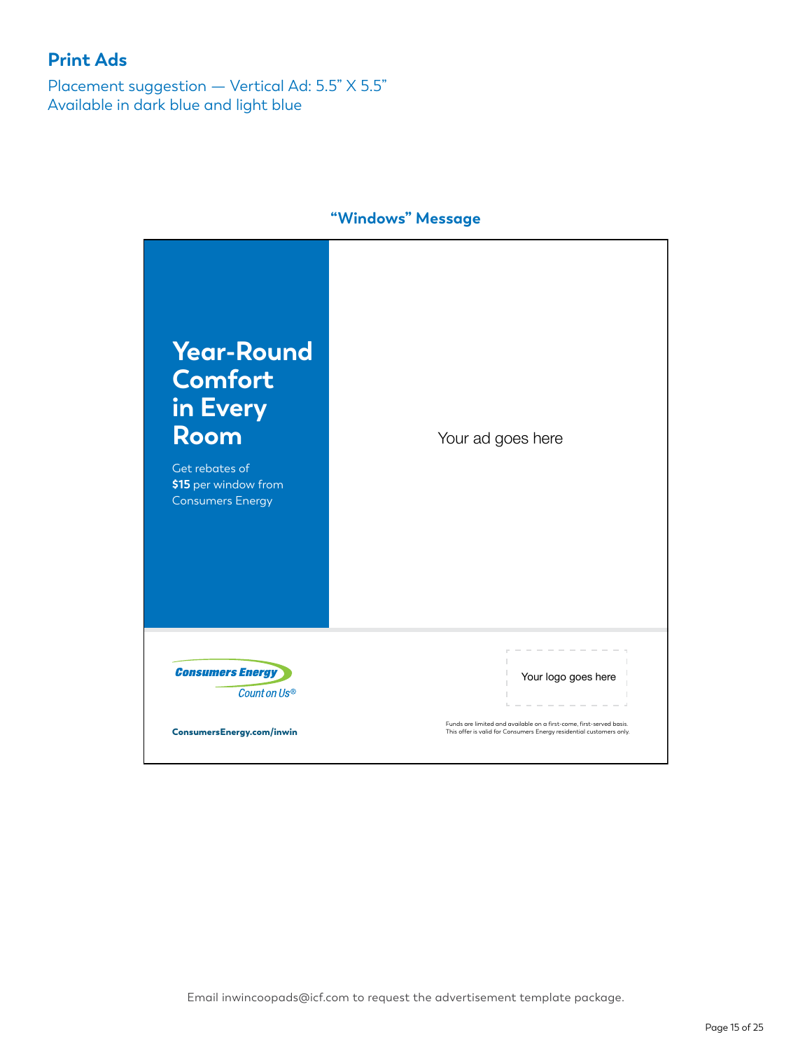## Print Ads

Placement suggestion — Vertical Ad: 5.5" X 5.5"
Available in dark blue and light blue

### "Windows" Message

**Year-Round Comfort in Every Room**

Get rebates of **$15** per window from Consumers Energy

Your ad goes here

Consumers Energy
Count on Us®

Your logo goes here

**ConsumersEnergy.com/inwin**

Funds are limited and available on a first-come, first-served basis.
This offer is valid for Consumers Energy residential customers only.

Email inwincoopads@icf.com to request the advertisement template package.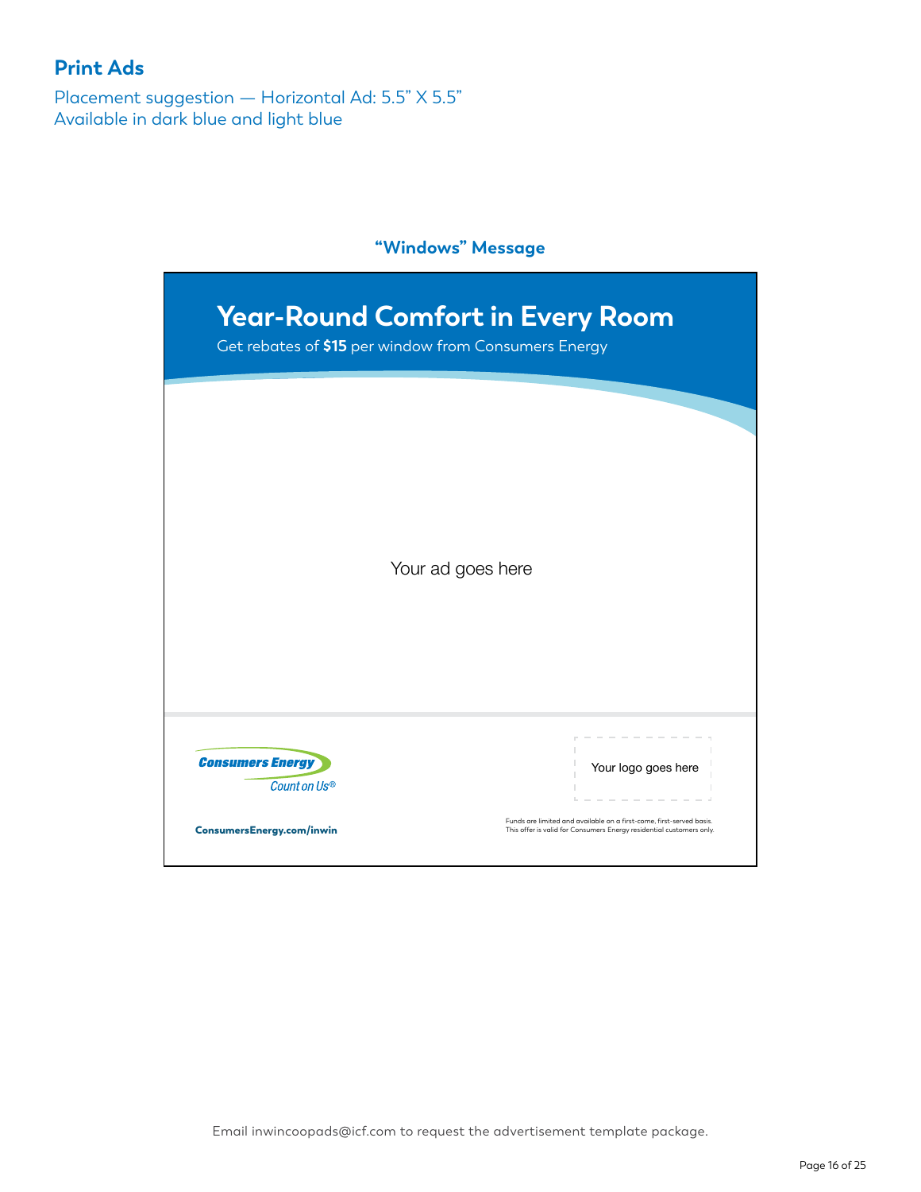## Print Ads

Placement suggestion — Horizontal Ad: 5.5" X 5.5"
Available in dark blue and light blue

### "Windows" Message

# Year-Round Comfort in Every Room

Get rebates of **$15** per window from Consumers Energy

Your ad goes here

Consumers Energy
Count on Us®

Your logo goes here

**ConsumersEnergy.com/inwin**

Funds are limited and available on a first-come, first-served basis.
This offer is valid for Consumers Energy residential customers only.

Email inwincoopads@icf.com to request the advertisement template package.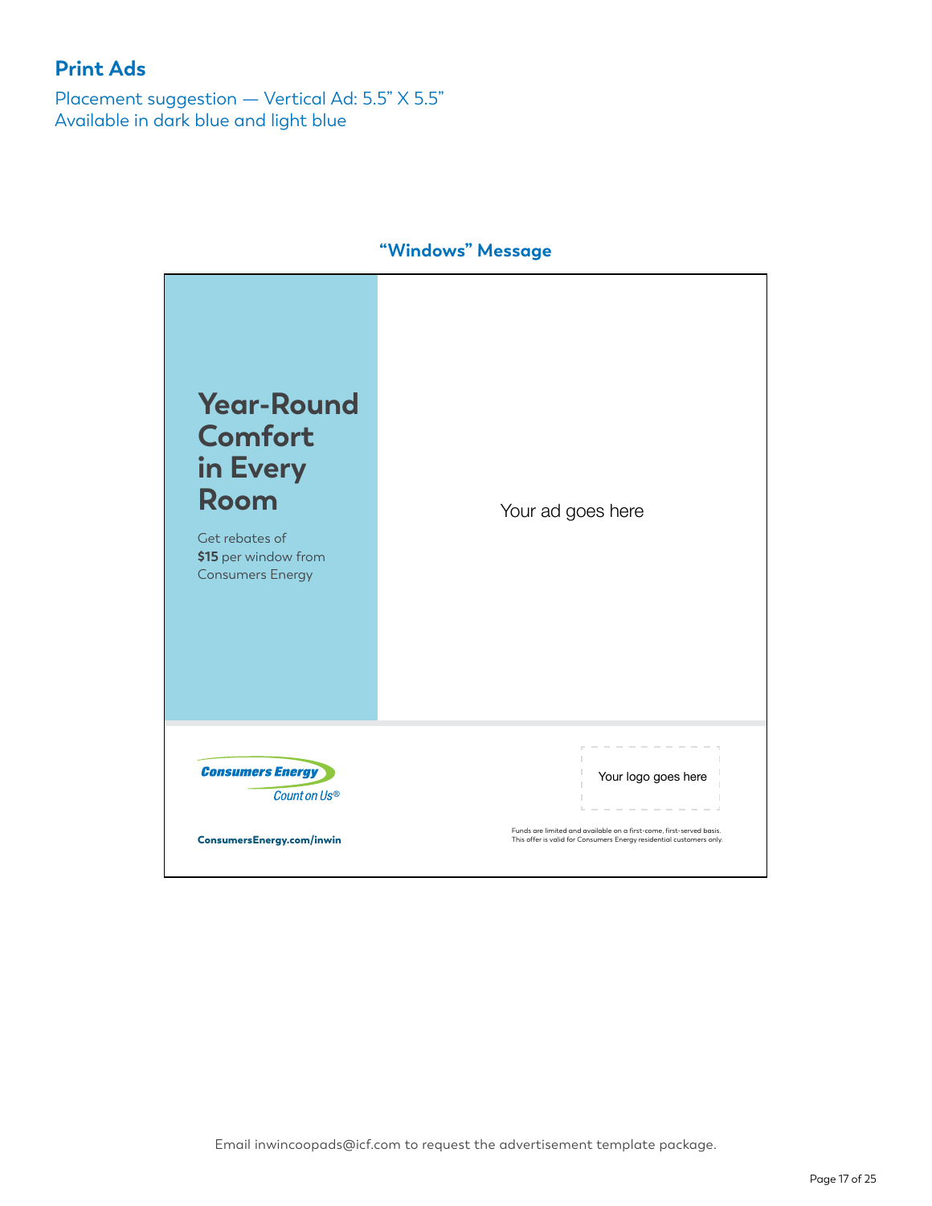## Print Ads

Placement suggestion — Vertical Ad: 5.5" X 5.5"
Available in dark blue and light blue

### "Windows" Message

**Year-Round Comfort in Every Room**

Get rebates of **$15** per window from Consumers Energy

Your ad goes here

Consumers Energy
Count on Us®

Your logo goes here

**ConsumersEnergy.com/inwin**

Funds are limited and available on a first-come, first-served basis.
This offer is valid for Consumers Energy residential customers only.

Email inwincoopads@icf.com to request the advertisement template package.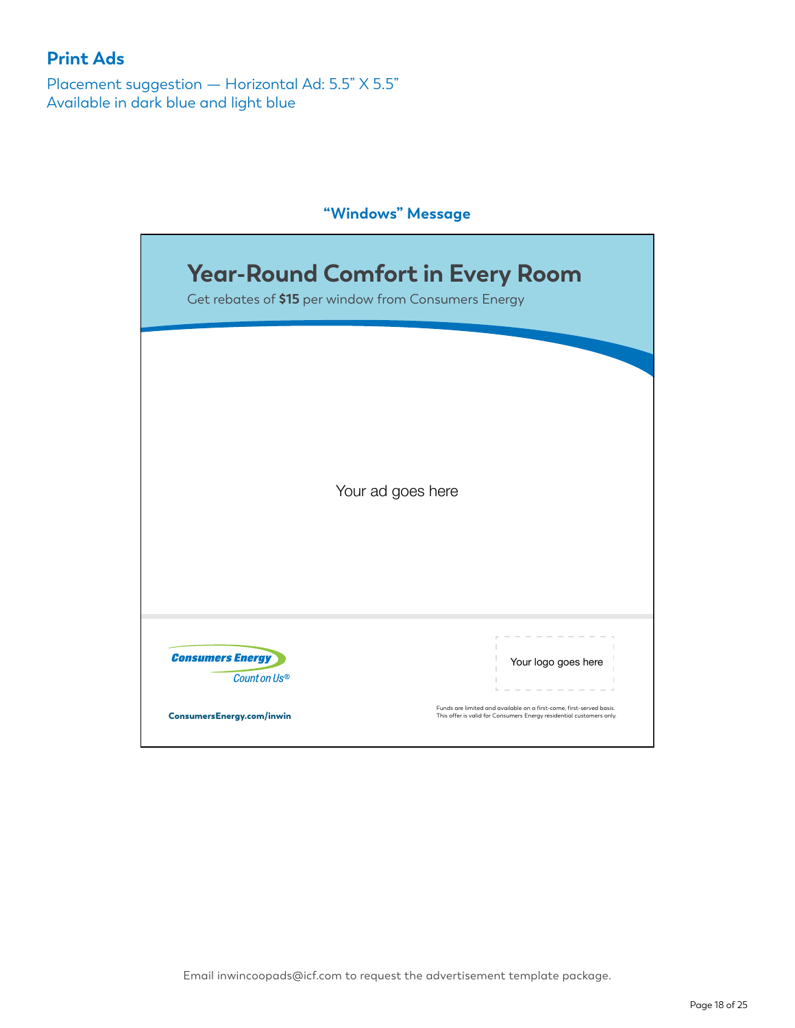## Print Ads

Placement suggestion — Horizontal Ad: 5.5" X 5.5"
Available in dark blue and light blue

### "Windows" Message

# Year-Round Comfort in Every Room

Get rebates of **$15** per window from Consumers Energy

Your ad goes here

Consumers Energy
Count on Us®

Your logo goes here

**ConsumersEnergy.com/inwin**

Funds are limited and available on a first-come, first-served basis.
This offer is valid for Consumers Energy residential customers only.

Email inwincoopads@icf.com to request the advertisement template package.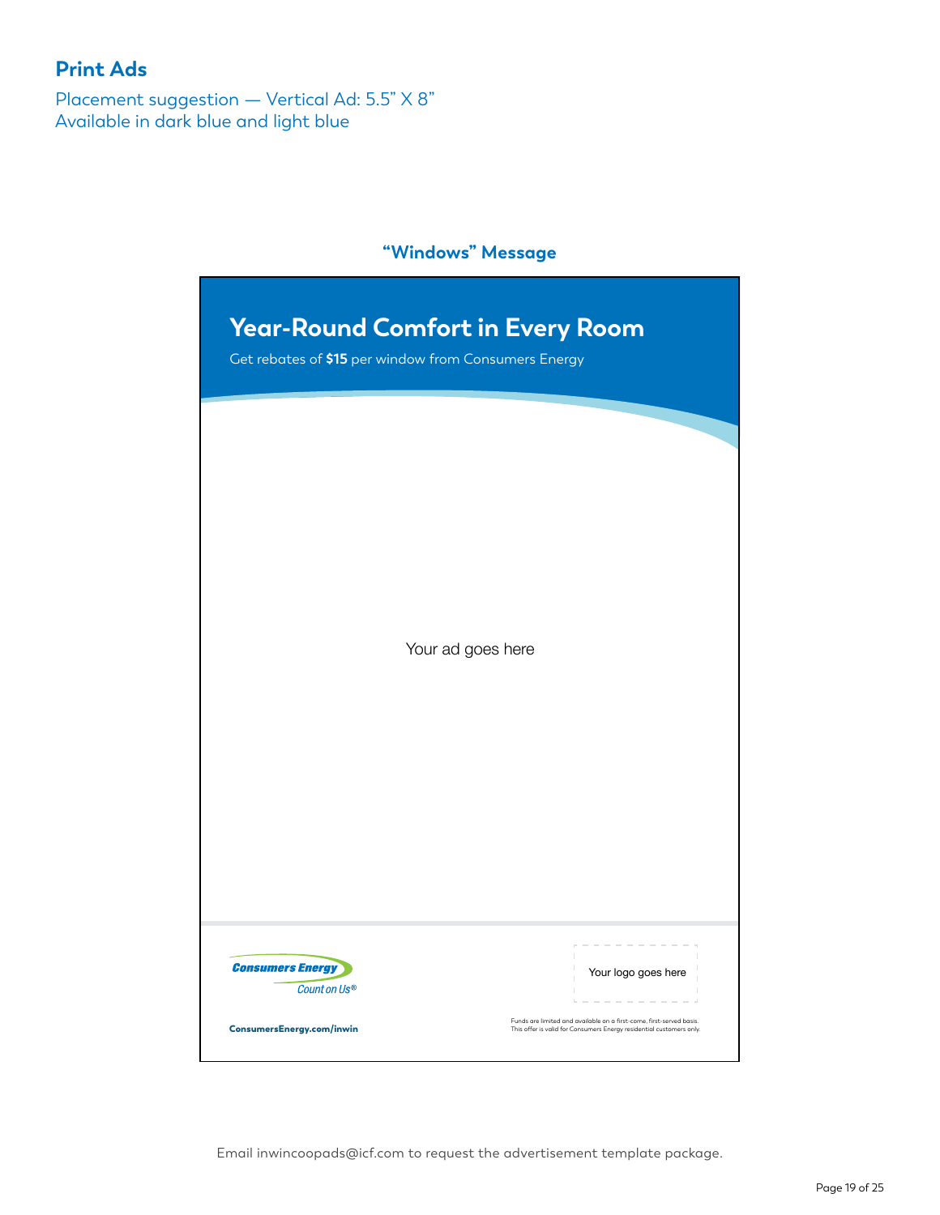## Print Ads

Placement suggestion — Vertical Ad: 5.5" X 8"
Available in dark blue and light blue

### "Windows" Message

# Year-Round Comfort in Every Room

Get rebates of **$15** per window from Consumers Energy

Your ad goes here

Consumers Energy
Count on Us®

Your logo goes here

**ConsumersEnergy.com/inwin**

Funds are limited and available on a first-come, first-served basis.
This offer is valid for Consumers Energy residential customers only.

Email inwincoopads@icf.com to request the advertisement template package.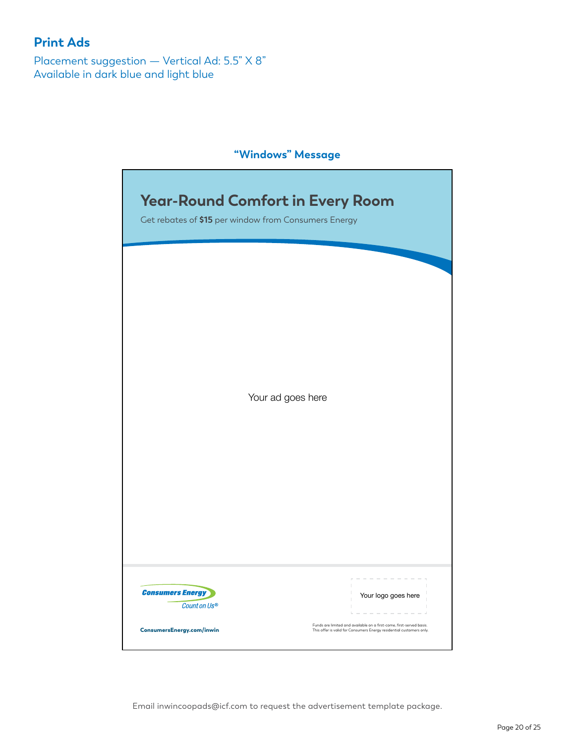## Print Ads

Placement suggestion — Vertical Ad: 5.5" X 8"
Available in dark blue and light blue

### "Windows" Message

**Year-Round Comfort in Every Room**

Get rebates of **$15** per window from Consumers Energy

Your ad goes here

Consumers Energy
Count on Us®

Your logo goes here

ConsumersEnergy.com/inwin

Funds are limited and available on a first-come, first-served basis.
This offer is valid for Consumers Energy residential customers only.

Email inwincoopads@icf.com to request the advertisement template package.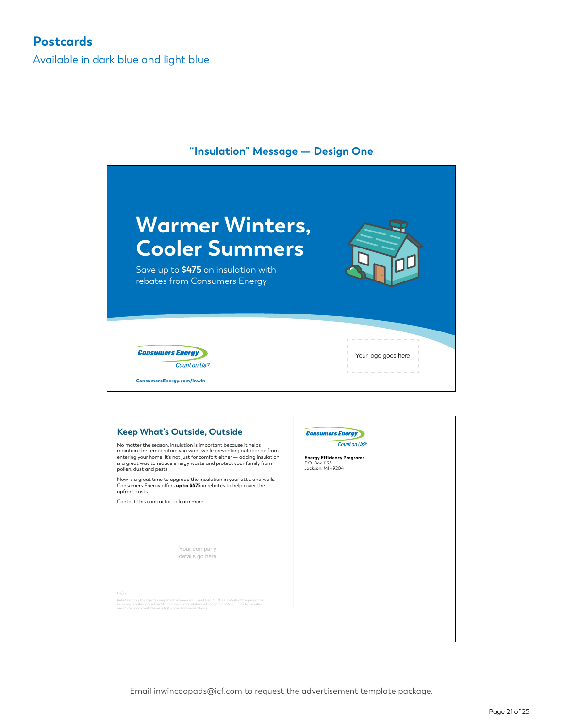## Postcards

Available in dark blue and light blue

### "Insulation" Message — Design One

# Warmer Winters, Cooler Summers

Save up to **$475** on insulation with rebates from Consumers Energy

Consumers Energy
Count on Us®

ConsumersEnergy.com/inwin

Your logo goes here

### Keep What's Outside, Outside

No matter the season, insulation is important because it helps maintain the temperature you want while preventing outdoor air from entering your home. It's not just for comfort either — adding insulation is a great way to reduce energy waste and protect your family from pollen, dust and pests.

Now is a great time to upgrade the insulation in your attic and walls. Consumers Energy offers **up to $475** in rebates to help cover the upfront costs.

Contact this contractor to learn more.

Your company details go here

04/22

Rebates apply to projects completed between Jan. 1 and Dec. 31, 2022. Details of the programs, including rebates, are subject to change or cancellation without prior notice. Funds for rebates are limited and available on a first-come, first-served basis.

Consumers Energy
Count on Us®

**Energy Efficiency Programs**
P.O. Box 1193
Jackson, MI 49204

Email inwincoopads@icf.com to request the advertisement template package.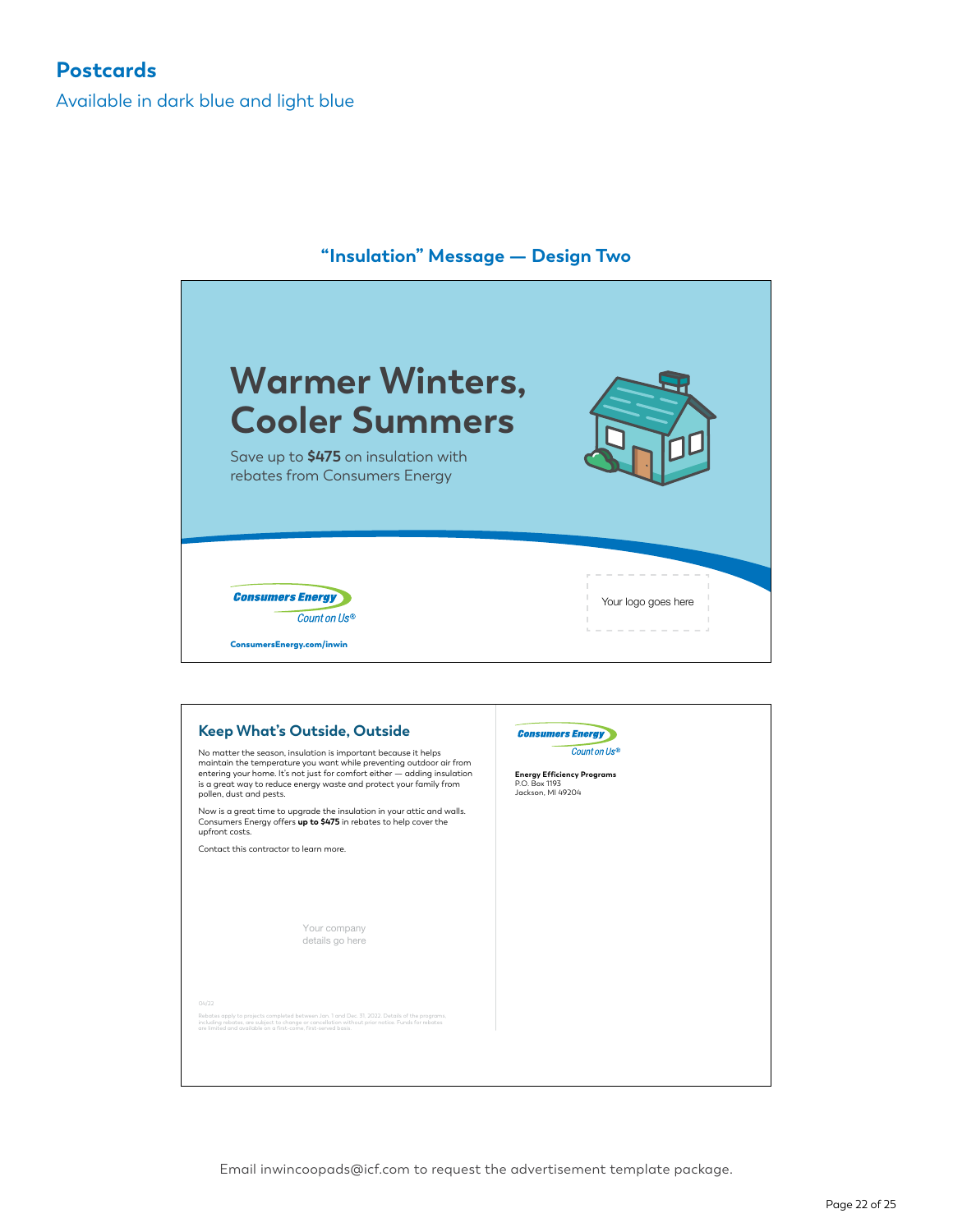## Postcards

Available in dark blue and light blue

### "Insulation" Message — Design Two

# Warmer Winters, Cooler Summers

Save up to **$475** on insulation with rebates from Consumers Energy

Consumers Energy
Count on Us®

ConsumersEnergy.com/inwin

Your logo goes here

## Keep What's Outside, Outside

No matter the season, insulation is important because it helps maintain the temperature you want while preventing outdoor air from entering your home. It's not just for comfort either — adding insulation is a great way to reduce energy waste and protect your family from pollen, dust and pests.

Now is a great time to upgrade the insulation in your attic and walls. Consumers Energy offers **up to $475** in rebates to help cover the upfront costs.

Contact this contractor to learn more.

Your company details go here

04/22

Rebates apply to projects completed between Jan. 1 and Dec. 31, 2022. Details of the programs, including rebates, are subject to change or cancellation without prior notice. Funds for rebates are limited and available on a first-come, first-served basis.

Consumers Energy
Count on Us®

**Energy Efficiency Programs**
P.O. Box 1193
Jackson, MI 49204

Email inwincoopads@icf.com to request the advertisement template package.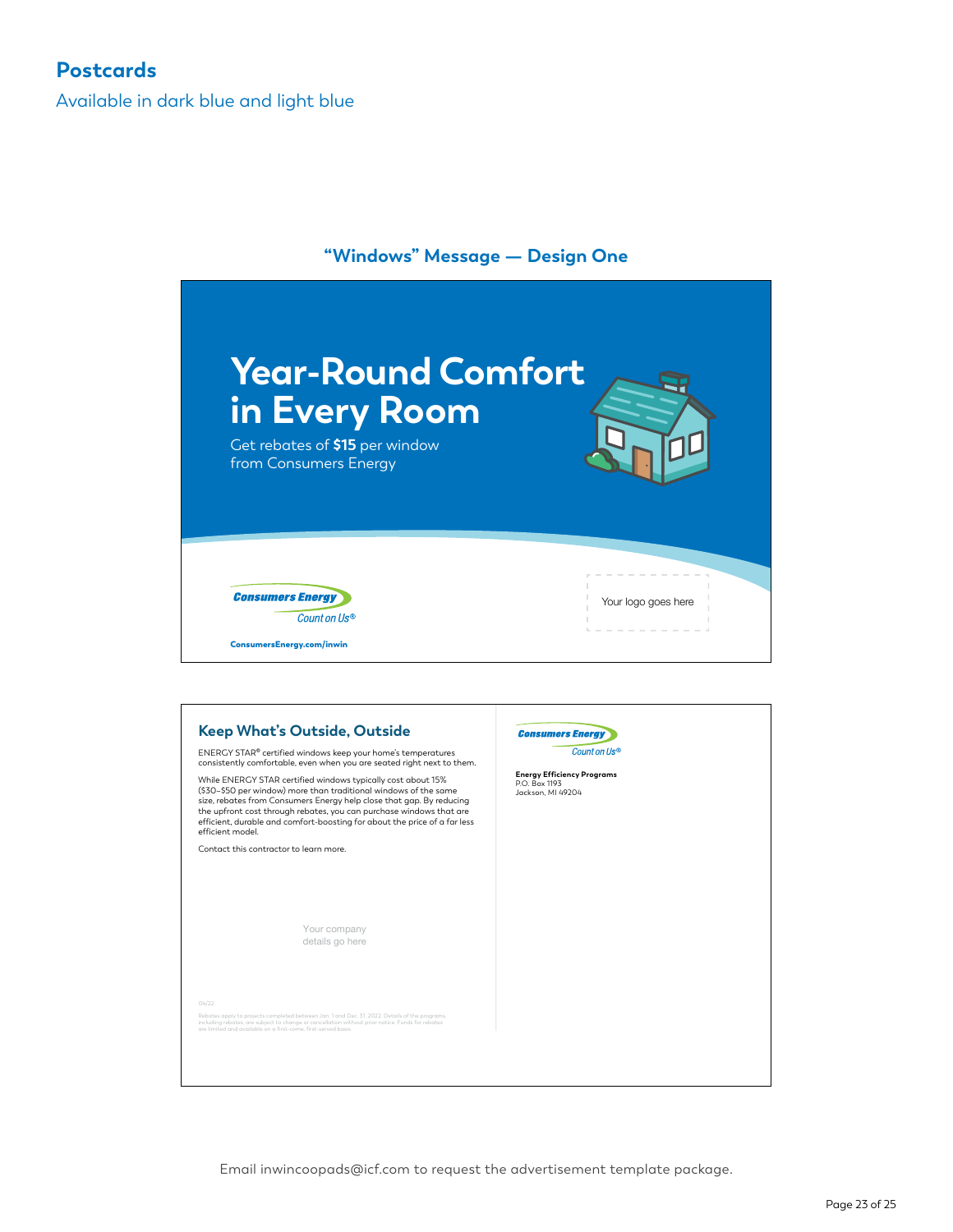## Postcards

Available in dark blue and light blue

### "Windows" Message — Design One

# Year-Round Comfort in Every Room

Get rebates of **$15** per window from Consumers Energy

Consumers Energy
Count on Us®

ConsumersEnergy.com/inwin

Your logo goes here

## Keep What's Outside, Outside

ENERGY STAR® certified windows keep your home's temperatures consistently comfortable, even when you are seated right next to them.

While ENERGY STAR certified windows typically cost about 15% ($30–$50 per window) more than traditional windows of the same size, rebates from Consumers Energy help close that gap. By reducing the upfront cost through rebates, you can purchase windows that are efficient, durable and comfort-boosting for about the price of a far less efficient model.

Contact this contractor to learn more.

Your company details go here

04/22

Rebates apply to projects completed between Jan. 1 and Dec. 31, 2022. Details of the programs, including rebates, are subject to change or cancellation without prior notice. Funds for rebates are limited and available on a first-come, first-served basis.

Consumers Energy
Count on Us®

**Energy Efficiency Programs**
P.O. Box 1193
Jackson, MI 49204

Email inwincoopads@icf.com to request the advertisement template package.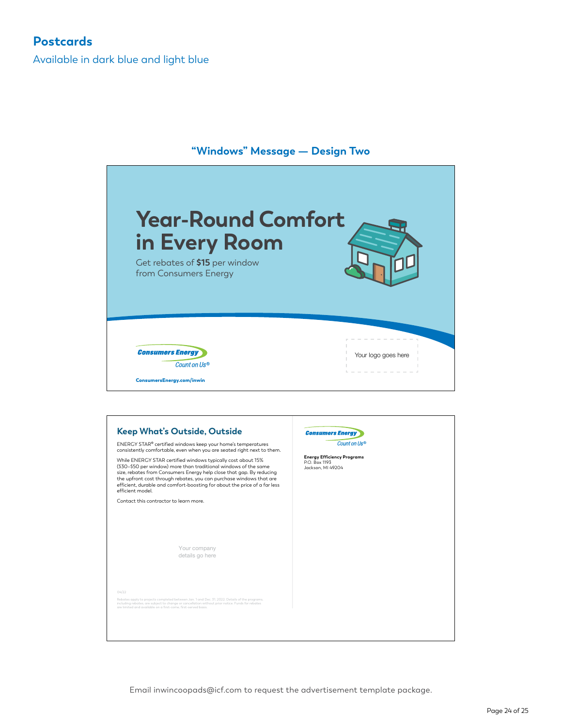## Postcards

Available in dark blue and light blue

### "Windows" Message — Design Two

# Year-Round Comfort in Every Room

Get rebates of **$15** per window from Consumers Energy

Consumers Energy
Count on Us®

ConsumersEnergy.com/inwin

Your logo goes here

### Keep What's Outside, Outside

ENERGY STAR® certified windows keep your home's temperatures consistently comfortable, even when you are seated right next to them.

While ENERGY STAR certified windows typically cost about 15% ($30–$50 per window) more than traditional windows of the same size, rebates from Consumers Energy help close that gap. By reducing the upfront cost through rebates, you can purchase windows that are efficient, durable and comfort-boosting for about the price of a far less efficient model.

Contact this contractor to learn more.

Your company details go here

04/22

Rebates apply to projects completed between Jan. 1 and Dec. 31, 2022. Details of the programs, including rebates, are subject to change or cancellation without prior notice. Funds for rebates are limited and available on a first-come, first-served basis.

Consumers Energy
Count on Us®

**Energy Efficiency Programs**
P.O. Box 1193
Jackson, MI 49204

Email inwincoopads@icf.com to request the advertisement template package.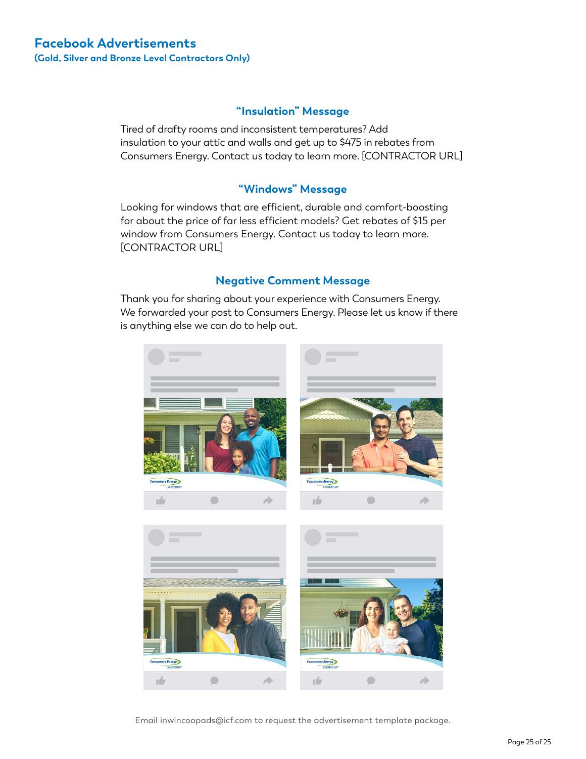## Facebook Advertisements

**(Gold, Silver and Bronze Level Contractors Only)**

### "Insulation" Message

Tired of drafty rooms and inconsistent temperatures? Add insulation to your attic and walls and get up to $475 in rebates from Consumers Energy. Contact us today to learn more. [CONTRACTOR URL]

### "Windows" Message

Looking for windows that are efficient, durable and comfort-boosting for about the price of far less efficient models? Get rebates of $15 per window from Consumers Energy. Contact us today to learn more. [CONTRACTOR URL]

### Negative Comment Message

Thank you for sharing about your experience with Consumers Energy. We forwarded your post to Consumers Energy. Please let us know if there is anything else we can do to help out.

Email inwincoopads@icf.com to request the advertisement template package.